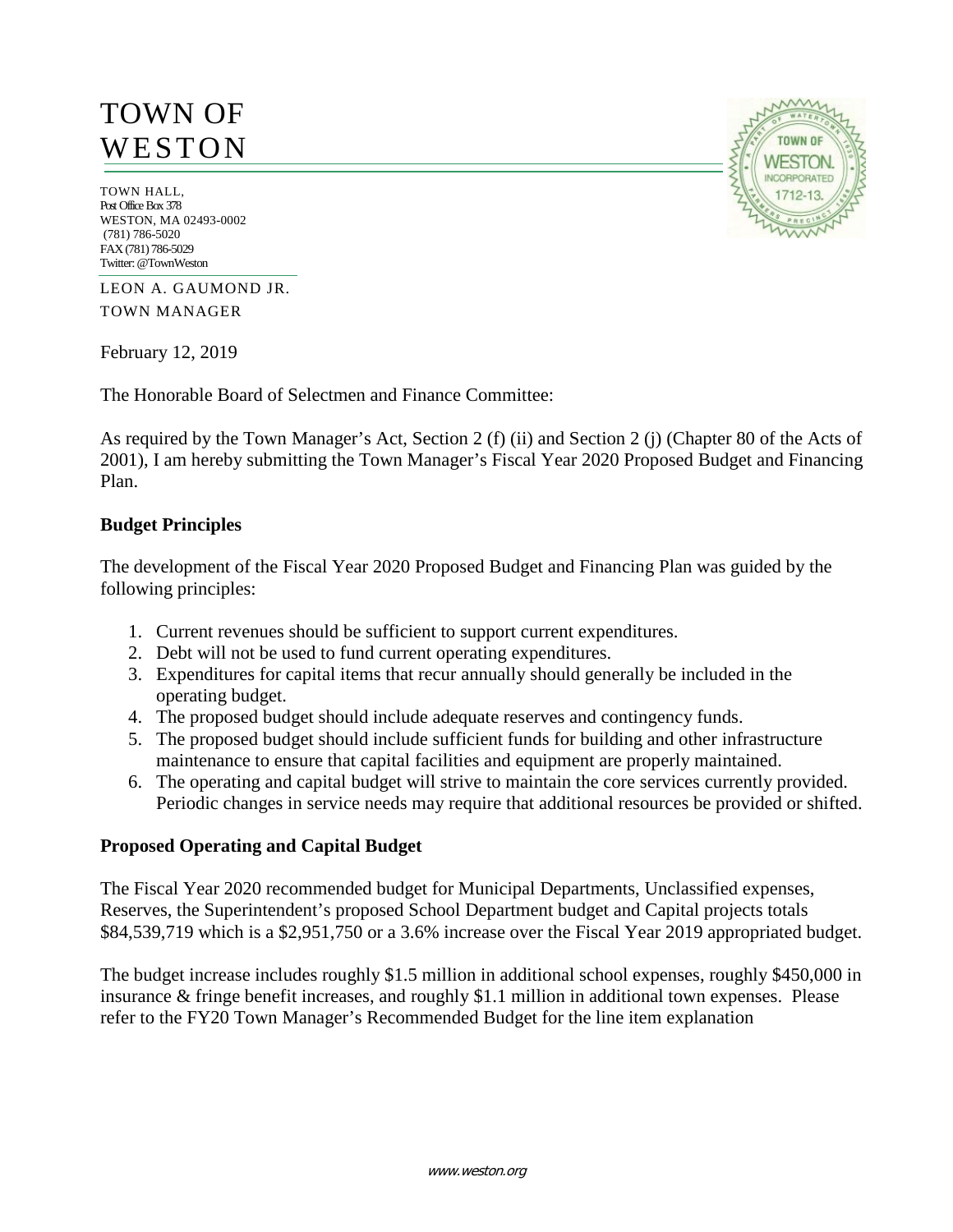# TOWN OF WESTON

TOWN HALL,
Post Office Box 378
WESTON, MA 02493-0002
(781) 786-5020
FAX (781) 786-5029
Twitter: @TownWeston

LEON A. GAUMOND JR.
TOWN MANAGER

February 12, 2019

The Honorable Board of Selectmen and Finance Committee:

As required by the Town Manager's Act, Section 2 (f) (ii) and Section 2 (j) (Chapter 80 of the Acts of 2001), I am hereby submitting the Town Manager's Fiscal Year 2020 Proposed Budget and Financing Plan.

**Budget Principles**

The development of the Fiscal Year 2020 Proposed Budget and Financing Plan was guided by the following principles:

1. Current revenues should be sufficient to support current expenditures.
2. Debt will not be used to fund current operating expenditures.
3. Expenditures for capital items that recur annually should generally be included in the operating budget.
4. The proposed budget should include adequate reserves and contingency funds.
5. The proposed budget should include sufficient funds for building and other infrastructure maintenance to ensure that capital facilities and equipment are properly maintained.
6. The operating and capital budget will strive to maintain the core services currently provided. Periodic changes in service needs may require that additional resources be provided or shifted.

**Proposed Operating and Capital Budget**

The Fiscal Year 2020 recommended budget for Municipal Departments, Unclassified expenses, Reserves, the Superintendent's proposed School Department budget and Capital projects totals $84,539,719 which is a $2,951,750 or a 3.6% increase over the Fiscal Year 2019 appropriated budget.

The budget increase includes roughly $1.5 million in additional school expenses, roughly $450,000 in insurance & fringe benefit increases, and roughly $1.1 million in additional town expenses. Please refer to the FY20 Town Manager's Recommended Budget for the line item explanation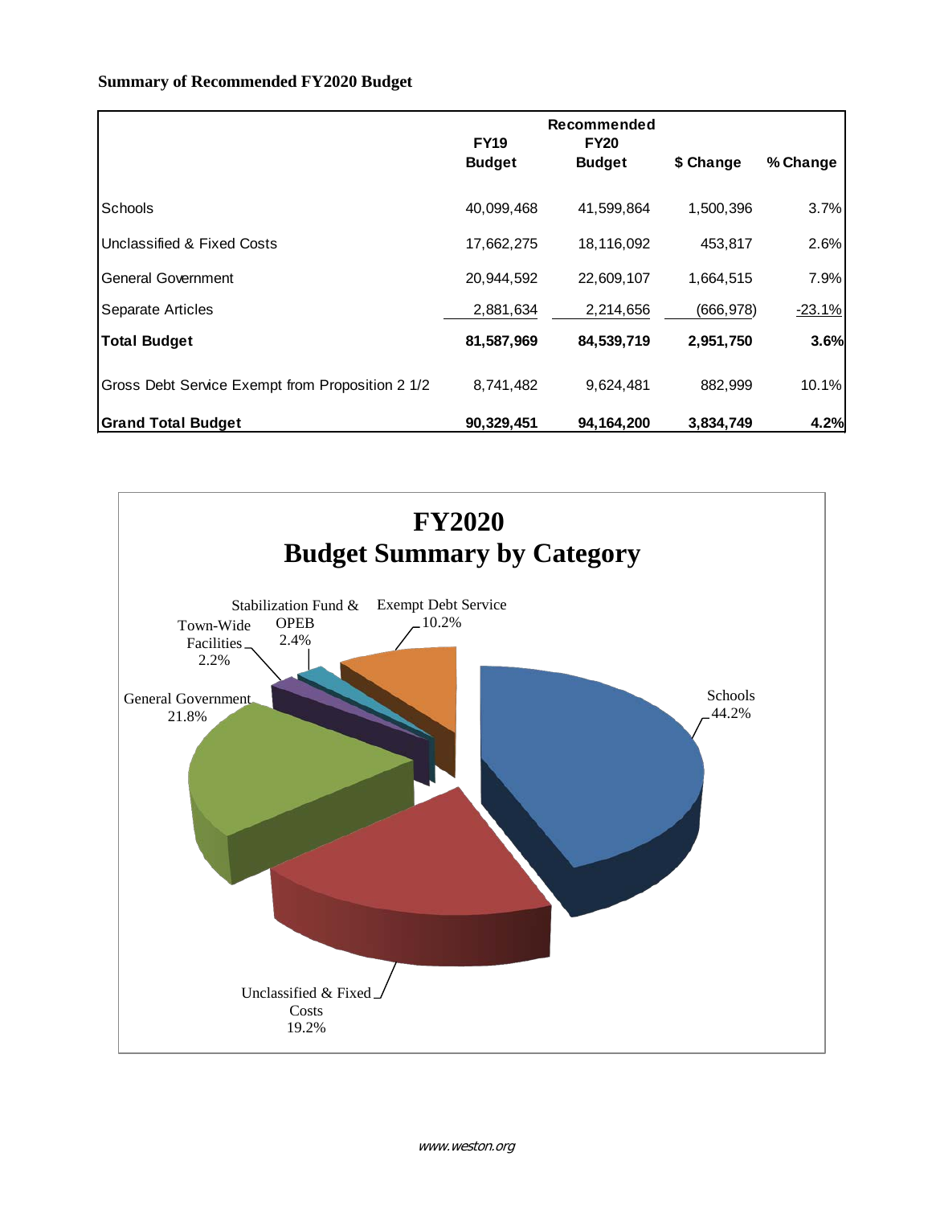**Summary of Recommended FY2020 Budget**

| | FY19 Budget | Recommended FY20 Budget | $ Change | % Change |
|---|---|---|---|---|
| Schools | 40,099,468 | 41,599,864 | 1,500,396 | 3.7% |
| Unclassified & Fixed Costs | 17,662,275 | 18,116,092 | 453,817 | 2.6% |
| General Government | 20,944,592 | 22,609,107 | 1,664,515 | 7.9% |
| Separate Articles | 2,881,634 | 2,214,656 | (666,978) | -23.1% |
| **Total Budget** | **81,587,969** | **84,539,719** | **2,951,750** | **3.6%** |
| Gross Debt Service Exempt from Proposition 2 1/2 | 8,741,482 | 9,624,481 | 882,999 | 10.1% |
| **Grand Total Budget** | **90,329,451** | **94,164,200** | **3,834,749** | **4.2%** |

**FY2020**
**Budget Summary by Category**

- Schools 44.2%
- Unclassified & Fixed Costs 19.2%
- General Government 21.8%
- Town-Wide Facilities 2.2%
- Stabilization Fund & OPEB 2.4%
- Exempt Debt Service 10.2%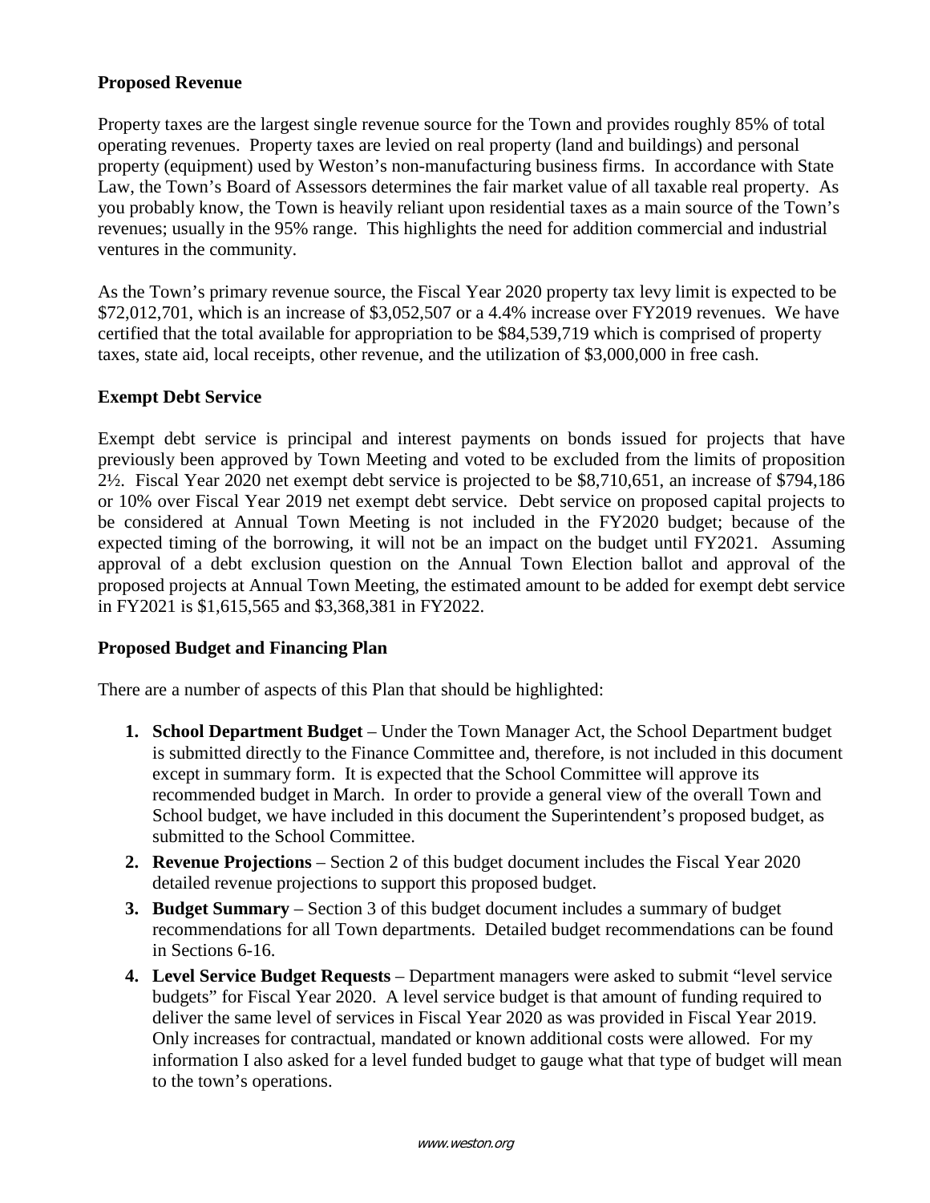**Proposed Revenue**

Property taxes are the largest single revenue source for the Town and provides roughly 85% of total operating revenues. Property taxes are levied on real property (land and buildings) and personal property (equipment) used by Weston's non-manufacturing business firms. In accordance with State Law, the Town's Board of Assessors determines the fair market value of all taxable real property. As you probably know, the Town is heavily reliant upon residential taxes as a main source of the Town's revenues; usually in the 95% range. This highlights the need for addition commercial and industrial ventures in the community.

As the Town's primary revenue source, the Fiscal Year 2020 property tax levy limit is expected to be $72,012,701, which is an increase of $3,052,507 or a 4.4% increase over FY2019 revenues. We have certified that the total available for appropriation to be $84,539,719 which is comprised of property taxes, state aid, local receipts, other revenue, and the utilization of $3,000,000 in free cash.

**Exempt Debt Service**

Exempt debt service is principal and interest payments on bonds issued for projects that have previously been approved by Town Meeting and voted to be excluded from the limits of proposition 2½. Fiscal Year 2020 net exempt debt service is projected to be $8,710,651, an increase of $794,186 or 10% over Fiscal Year 2019 net exempt debt service. Debt service on proposed capital projects to be considered at Annual Town Meeting is not included in the FY2020 budget; because of the expected timing of the borrowing, it will not be an impact on the budget until FY2021. Assuming approval of a debt exclusion question on the Annual Town Election ballot and approval of the proposed projects at Annual Town Meeting, the estimated amount to be added for exempt debt service in FY2021 is $1,615,565 and $3,368,381 in FY2022.

**Proposed Budget and Financing Plan**

There are a number of aspects of this Plan that should be highlighted:

1. **School Department Budget** – Under the Town Manager Act, the School Department budget is submitted directly to the Finance Committee and, therefore, is not included in this document except in summary form. It is expected that the School Committee will approve its recommended budget in March. In order to provide a general view of the overall Town and School budget, we have included in this document the Superintendent's proposed budget, as submitted to the School Committee.
2. **Revenue Projections** – Section 2 of this budget document includes the Fiscal Year 2020 detailed revenue projections to support this proposed budget.
3. **Budget Summary** – Section 3 of this budget document includes a summary of budget recommendations for all Town departments. Detailed budget recommendations can be found in Sections 6-16.
4. **Level Service Budget Requests** – Department managers were asked to submit "level service budgets" for Fiscal Year 2020. A level service budget is that amount of funding required to deliver the same level of services in Fiscal Year 2020 as was provided in Fiscal Year 2019. Only increases for contractual, mandated or known additional costs were allowed. For my information I also asked for a level funded budget to gauge what that type of budget will mean to the town's operations.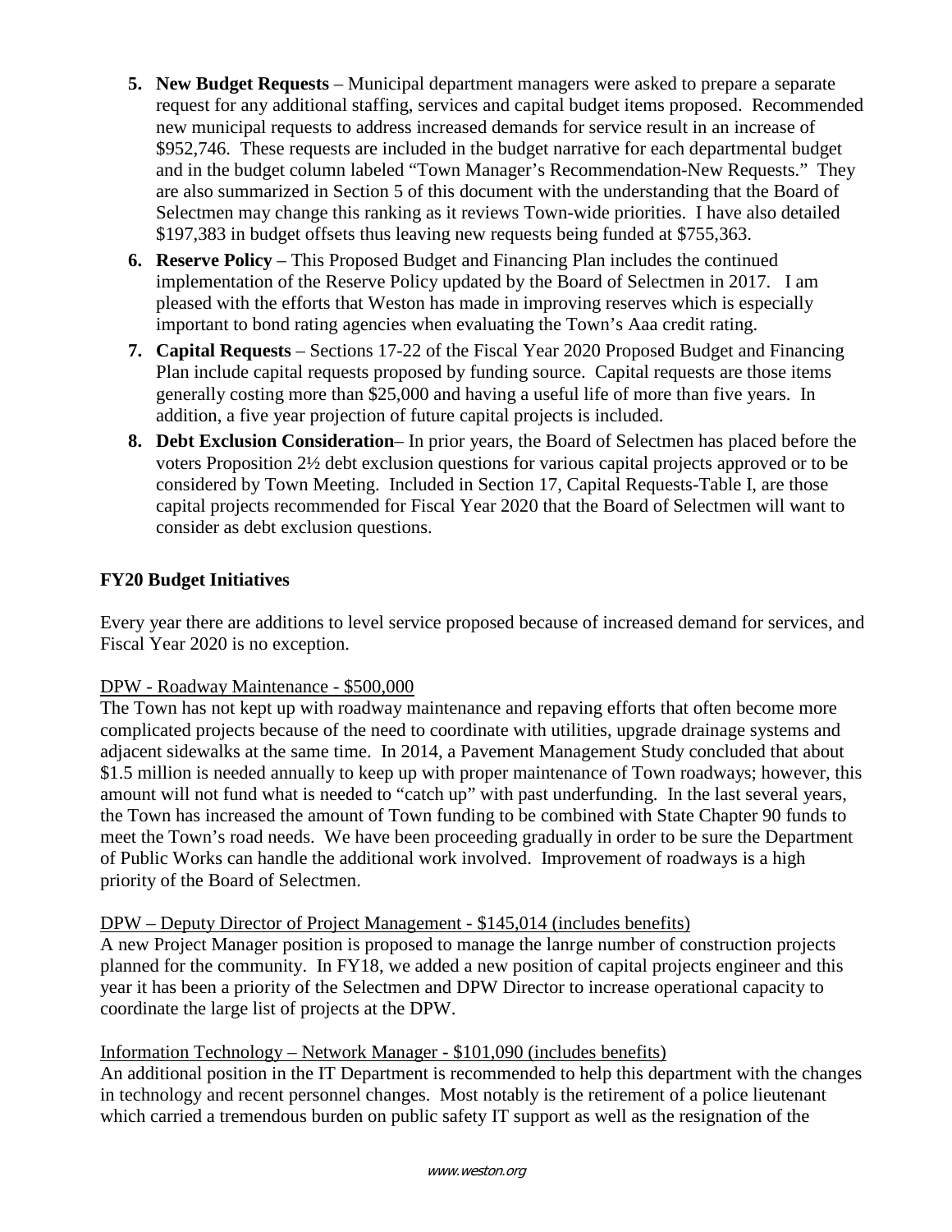5. **New Budget Requests** – Municipal department managers were asked to prepare a separate request for any additional staffing, services and capital budget items proposed. Recommended new municipal requests to address increased demands for service result in an increase of $952,746. These requests are included in the budget narrative for each departmental budget and in the budget column labeled "Town Manager's Recommendation-New Requests." They are also summarized in Section 5 of this document with the understanding that the Board of Selectmen may change this ranking as it reviews Town-wide priorities. I have also detailed $197,383 in budget offsets thus leaving new requests being funded at $755,363.
6. **Reserve Policy** – This Proposed Budget and Financing Plan includes the continued implementation of the Reserve Policy updated by the Board of Selectmen in 2017. I am pleased with the efforts that Weston has made in improving reserves which is especially important to bond rating agencies when evaluating the Town's Aaa credit rating.
7. **Capital Requests** – Sections 17-22 of the Fiscal Year 2020 Proposed Budget and Financing Plan include capital requests proposed by funding source. Capital requests are those items generally costing more than $25,000 and having a useful life of more than five years. In addition, a five year projection of future capital projects is included.
8. **Debt Exclusion Consideration**– In prior years, the Board of Selectmen has placed before the voters Proposition 2½ debt exclusion questions for various capital projects approved or to be considered by Town Meeting. Included in Section 17, Capital Requests-Table I, are those capital projects recommended for Fiscal Year 2020 that the Board of Selectmen will want to consider as debt exclusion questions.

**FY20 Budget Initiatives**

Every year there are additions to level service proposed because of increased demand for services, and Fiscal Year 2020 is no exception.

DPW - Roadway Maintenance - $500,000

The Town has not kept up with roadway maintenance and repaving efforts that often become more complicated projects because of the need to coordinate with utilities, upgrade drainage systems and adjacent sidewalks at the same time. In 2014, a Pavement Management Study concluded that about $1.5 million is needed annually to keep up with proper maintenance of Town roadways; however, this amount will not fund what is needed to "catch up" with past underfunding. In the last several years, the Town has increased the amount of Town funding to be combined with State Chapter 90 funds to meet the Town's road needs. We have been proceeding gradually in order to be sure the Department of Public Works can handle the additional work involved. Improvement of roadways is a high priority of the Board of Selectmen.

DPW – Deputy Director of Project Management - $145,014 (includes benefits)

A new Project Manager position is proposed to manage the lanrge number of construction projects planned for the community. In FY18, we added a new position of capital projects engineer and this year it has been a priority of the Selectmen and DPW Director to increase operational capacity to coordinate the large list of projects at the DPW.

Information Technology – Network Manager - $101,090 (includes benefits)

An additional position in the IT Department is recommended to help this department with the changes in technology and recent personnel changes. Most notably is the retirement of a police lieutenant which carried a tremendous burden on public safety IT support as well as the resignation of the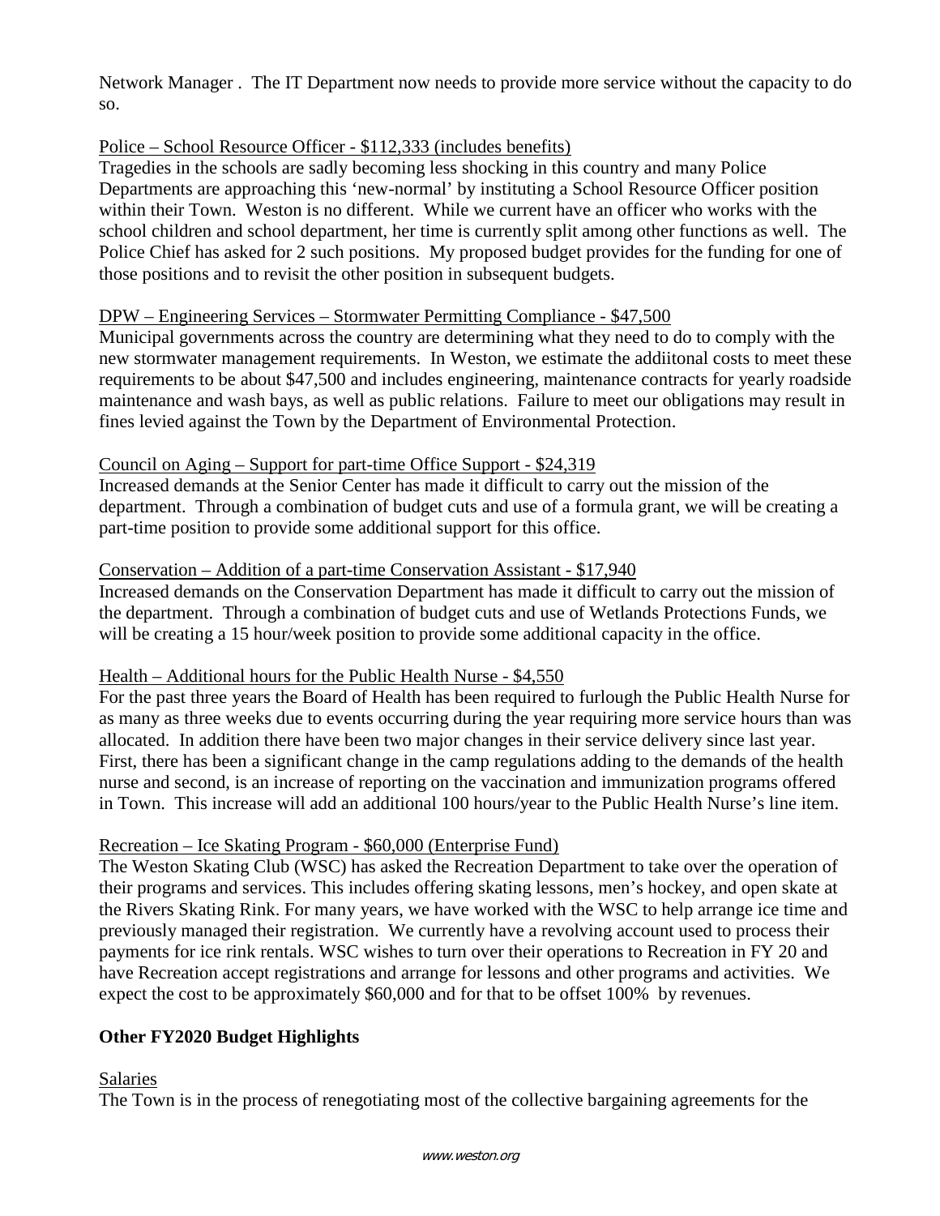Network Manager . The IT Department now needs to provide more service without the capacity to do so.

Police – School Resource Officer - $112,333 (includes benefits)

Tragedies in the schools are sadly becoming less shocking in this country and many Police Departments are approaching this 'new-normal' by instituting a School Resource Officer position within their Town. Weston is no different. While we current have an officer who works with the school children and school department, her time is currently split among other functions as well. The Police Chief has asked for 2 such positions. My proposed budget provides for the funding for one of those positions and to revisit the other position in subsequent budgets.

DPW – Engineering Services – Stormwater Permitting Compliance - $47,500

Municipal governments across the country are determining what they need to do to comply with the new stormwater management requirements. In Weston, we estimate the addiitonal costs to meet these requirements to be about $47,500 and includes engineering, maintenance contracts for yearly roadside maintenance and wash bays, as well as public relations. Failure to meet our obligations may result in fines levied against the Town by the Department of Environmental Protection.

Council on Aging – Support for part-time Office Support - $24,319

Increased demands at the Senior Center has made it difficult to carry out the mission of the department. Through a combination of budget cuts and use of a formula grant, we will be creating a part-time position to provide some additional support for this office.

Conservation – Addition of a part-time Conservation Assistant - $17,940

Increased demands on the Conservation Department has made it difficult to carry out the mission of the department. Through a combination of budget cuts and use of Wetlands Protections Funds, we will be creating a 15 hour/week position to provide some additional capacity in the office.

Health – Additional hours for the Public Health Nurse - $4,550

For the past three years the Board of Health has been required to furlough the Public Health Nurse for as many as three weeks due to events occurring during the year requiring more service hours than was allocated. In addition there have been two major changes in their service delivery since last year. First, there has been a significant change in the camp regulations adding to the demands of the health nurse and second, is an increase of reporting on the vaccination and immunization programs offered in Town. This increase will add an additional 100 hours/year to the Public Health Nurse's line item.

Recreation – Ice Skating Program - $60,000 (Enterprise Fund)

The Weston Skating Club (WSC) has asked the Recreation Department to take over the operation of their programs and services. This includes offering skating lessons, men's hockey, and open skate at the Rivers Skating Rink. For many years, we have worked with the WSC to help arrange ice time and previously managed their registration. We currently have a revolving account used to process their payments for ice rink rentals. WSC wishes to turn over their operations to Recreation in FY 20 and have Recreation accept registrations and arrange for lessons and other programs and activities. We expect the cost to be approximately $60,000 and for that to be offset 100% by revenues.

**Other FY2020 Budget Highlights**

Salaries

The Town is in the process of renegotiating most of the collective bargaining agreements for the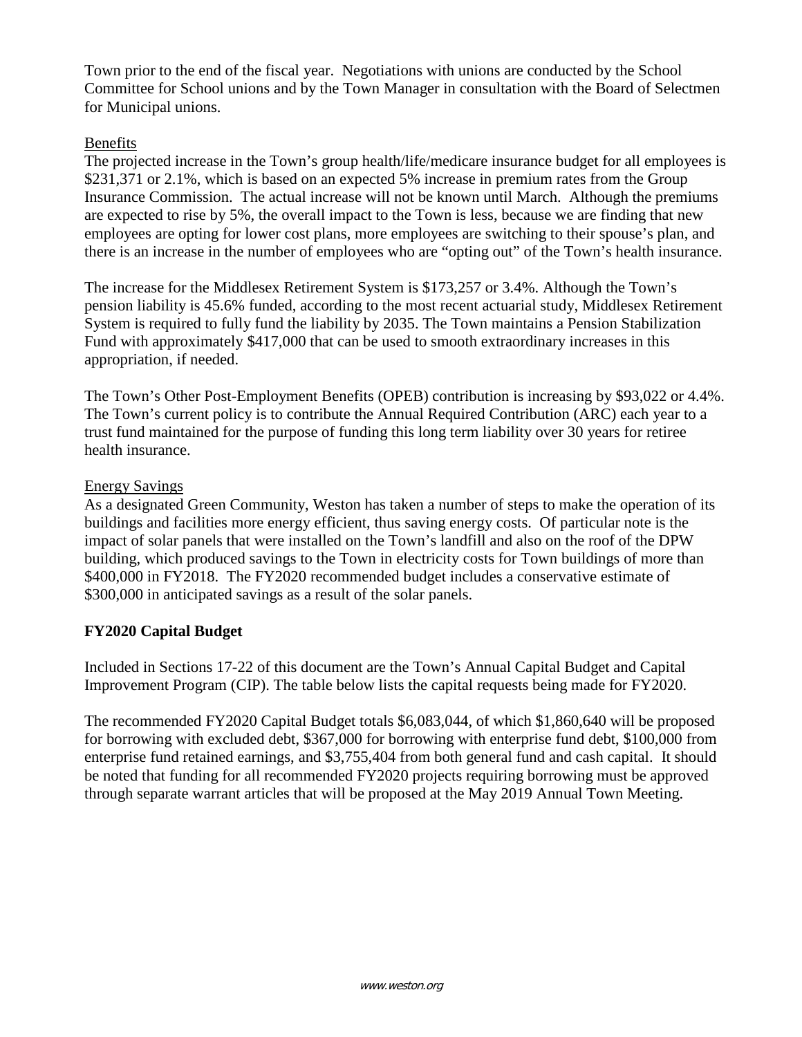Town prior to the end of the fiscal year. Negotiations with unions are conducted by the School Committee for School unions and by the Town Manager in consultation with the Board of Selectmen for Municipal unions.

Benefits

The projected increase in the Town's group health/life/medicare insurance budget for all employees is $231,371 or 2.1%, which is based on an expected 5% increase in premium rates from the Group Insurance Commission. The actual increase will not be known until March. Although the premiums are expected to rise by 5%, the overall impact to the Town is less, because we are finding that new employees are opting for lower cost plans, more employees are switching to their spouse's plan, and there is an increase in the number of employees who are "opting out" of the Town's health insurance.

The increase for the Middlesex Retirement System is $173,257 or 3.4%. Although the Town's pension liability is 45.6% funded, according to the most recent actuarial study, Middlesex Retirement System is required to fully fund the liability by 2035. The Town maintains a Pension Stabilization Fund with approximately $417,000 that can be used to smooth extraordinary increases in this appropriation, if needed.

The Town's Other Post-Employment Benefits (OPEB) contribution is increasing by $93,022 or 4.4%. The Town's current policy is to contribute the Annual Required Contribution (ARC) each year to a trust fund maintained for the purpose of funding this long term liability over 30 years for retiree health insurance.

Energy Savings

As a designated Green Community, Weston has taken a number of steps to make the operation of its buildings and facilities more energy efficient, thus saving energy costs. Of particular note is the impact of solar panels that were installed on the Town's landfill and also on the roof of the DPW building, which produced savings to the Town in electricity costs for Town buildings of more than $400,000 in FY2018. The FY2020 recommended budget includes a conservative estimate of $300,000 in anticipated savings as a result of the solar panels.

## FY2020 Capital Budget

Included in Sections 17-22 of this document are the Town's Annual Capital Budget and Capital Improvement Program (CIP). The table below lists the capital requests being made for FY2020.

The recommended FY2020 Capital Budget totals $6,083,044, of which $1,860,640 will be proposed for borrowing with excluded debt, $367,000 for borrowing with enterprise fund debt, $100,000 from enterprise fund retained earnings, and $3,755,404 from both general fund and cash capital. It should be noted that funding for all recommended FY2020 projects requiring borrowing must be approved through separate warrant articles that will be proposed at the May 2019 Annual Town Meeting.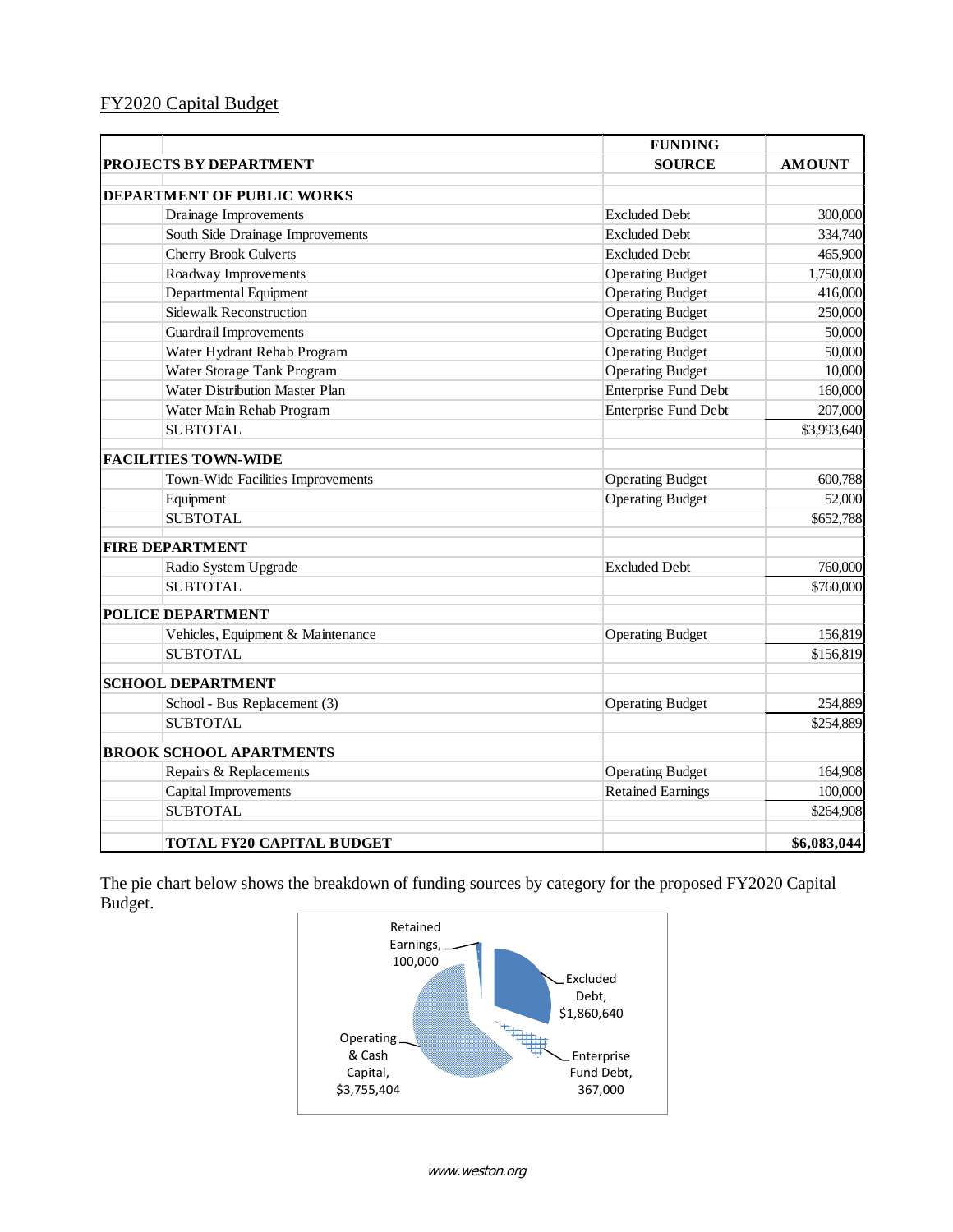## FY2020 Capital Budget

| PROJECTS BY DEPARTMENT | FUNDING SOURCE | AMOUNT |
|---|---|---|
| **DEPARTMENT OF PUBLIC WORKS** | | |
| Drainage Improvements | Excluded Debt | 300,000 |
| South Side Drainage Improvements | Excluded Debt | 334,740 |
| Cherry Brook Culverts | Excluded Debt | 465,900 |
| Roadway Improvements | Operating Budget | 1,750,000 |
| Departmental Equipment | Operating Budget | 416,000 |
| Sidewalk Reconstruction | Operating Budget | 250,000 |
| Guardrail Improvements | Operating Budget | 50,000 |
| Water Hydrant Rehab Program | Operating Budget | 50,000 |
| Water Storage Tank Program | Operating Budget | 10,000 |
| Water Distribution Master Plan | Enterprise Fund Debt | 160,000 |
| Water Main Rehab Program | Enterprise Fund Debt | 207,000 |
| SUBTOTAL | | $3,993,640 |
| **FACILITIES TOWN-WIDE** | | |
| Town-Wide Facilities Improvements | Operating Budget | 600,788 |
| Equipment | Operating Budget | 52,000 |
| SUBTOTAL | | $652,788 |
| **FIRE DEPARTMENT** | | |
| Radio System Upgrade | Excluded Debt | 760,000 |
| SUBTOTAL | | $760,000 |
| **POLICE DEPARTMENT** | | |
| Vehicles, Equipment & Maintenance | Operating Budget | 156,819 |
| SUBTOTAL | | $156,819 |
| **SCHOOL DEPARTMENT** | | |
| School - Bus Replacement (3) | Operating Budget | 254,889 |
| SUBTOTAL | | $254,889 |
| **BROOK SCHOOL APARTMENTS** | | |
| Repairs & Replacements | Operating Budget | 164,908 |
| Capital Improvements | Retained Earnings | 100,000 |
| SUBTOTAL | | $264,908 |
| **TOTAL FY20 CAPITAL BUDGET** | | **$6,083,044** |

The pie chart below shows the breakdown of funding sources by category for the proposed FY2020 Capital Budget.

Retained Earnings, 100,000

Excluded Debt, $1,860,640

Enterprise Fund Debt, 367,000

Operating & Cash Capital, $3,755,404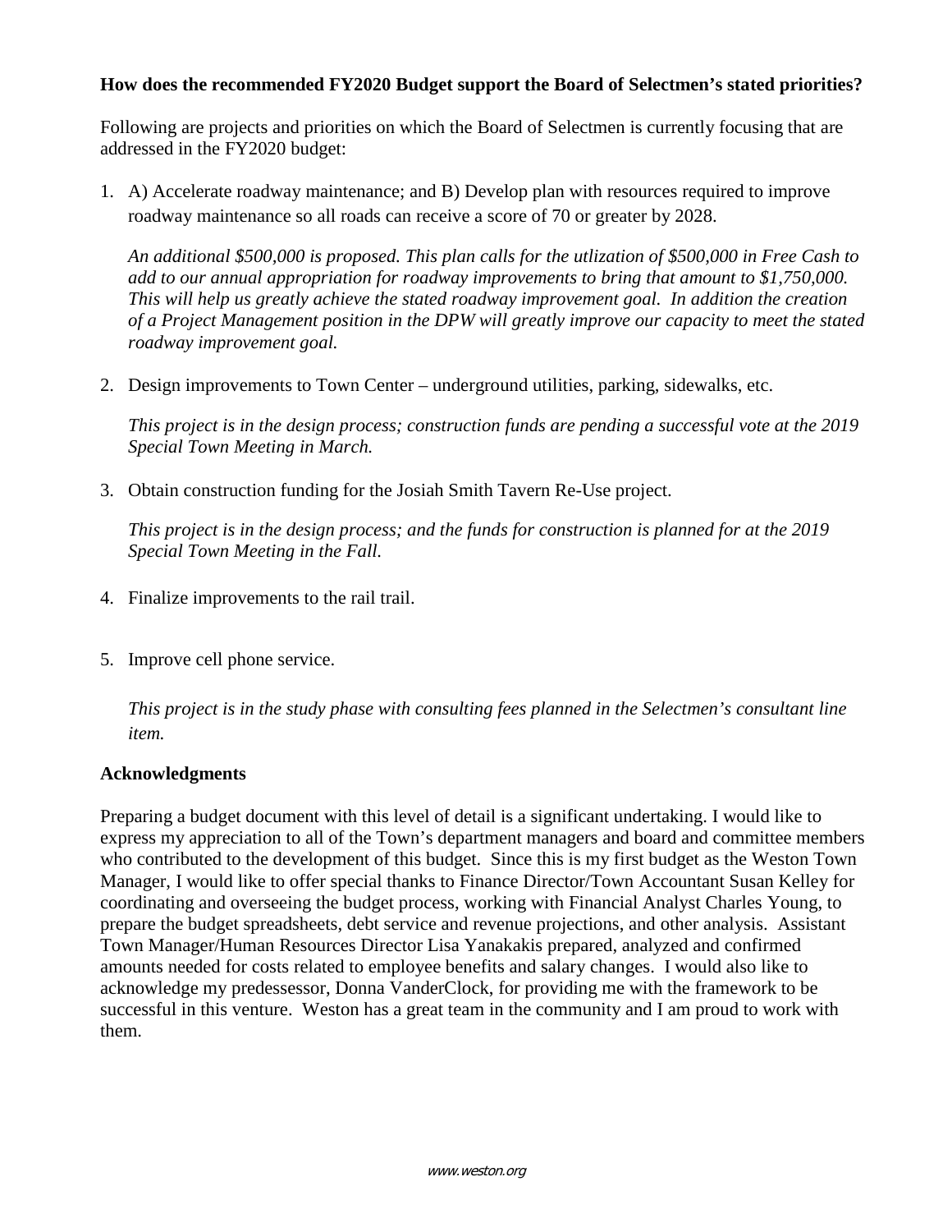**How does the recommended FY2020 Budget support the Board of Selectmen's stated priorities?**

Following are projects and priorities on which the Board of Selectmen is currently focusing that are addressed in the FY2020 budget:

1. A) Accelerate roadway maintenance; and B) Develop plan with resources required to improve roadway maintenance so all roads can receive a score of 70 or greater by 2028.

   *An additional $500,000 is proposed. This plan calls for the utlization of $500,000 in Free Cash to add to our annual appropriation for roadway improvements to bring that amount to $1,750,000. This will help us greatly achieve the stated roadway improvement goal. In addition the creation of a Project Management position in the DPW will greatly improve our capacity to meet the stated roadway improvement goal.*

2. Design improvements to Town Center – underground utilities, parking, sidewalks, etc.

   *This project is in the design process; construction funds are pending a successful vote at the 2019 Special Town Meeting in March.*

3. Obtain construction funding for the Josiah Smith Tavern Re-Use project.

   *This project is in the design process; and the funds for construction is planned for at the 2019 Special Town Meeting in the Fall.*

4. Finalize improvements to the rail trail.

5. Improve cell phone service.

   *This project is in the study phase with consulting fees planned in the Selectmen's consultant line item.*

**Acknowledgments**

Preparing a budget document with this level of detail is a significant undertaking. I would like to express my appreciation to all of the Town's department managers and board and committee members who contributed to the development of this budget. Since this is my first budget as the Weston Town Manager, I would like to offer special thanks to Finance Director/Town Accountant Susan Kelley for coordinating and overseeing the budget process, working with Financial Analyst Charles Young, to prepare the budget spreadsheets, debt service and revenue projections, and other analysis. Assistant Town Manager/Human Resources Director Lisa Yanakakis prepared, analyzed and confirmed amounts needed for costs related to employee benefits and salary changes. I would also like to acknowledge my predessessor, Donna VanderClock, for providing me with the framework to be successful in this venture. Weston has a great team in the community and I am proud to work with them.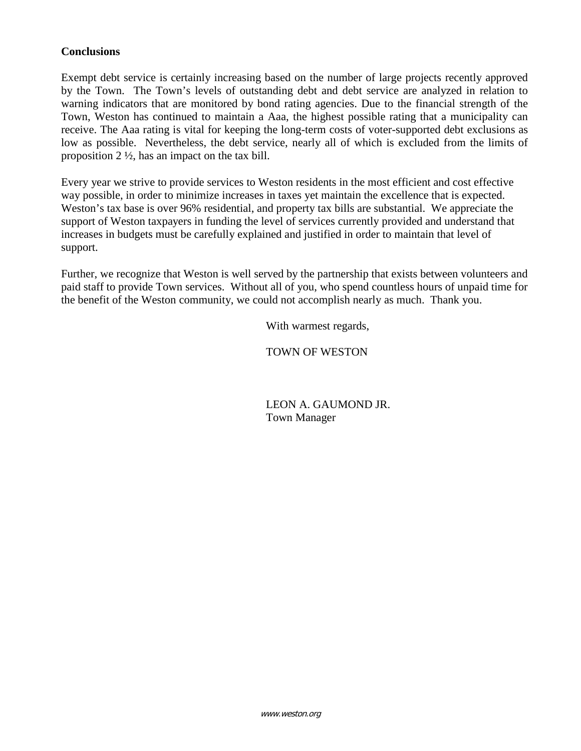**Conclusions**

Exempt debt service is certainly increasing based on the number of large projects recently approved by the Town. The Town's levels of outstanding debt and debt service are analyzed in relation to warning indicators that are monitored by bond rating agencies. Due to the financial strength of the Town, Weston has continued to maintain a Aaa, the highest possible rating that a municipality can receive. The Aaa rating is vital for keeping the long-term costs of voter-supported debt exclusions as low as possible. Nevertheless, the debt service, nearly all of which is excluded from the limits of proposition 2 ½, has an impact on the tax bill.

Every year we strive to provide services to Weston residents in the most efficient and cost effective way possible, in order to minimize increases in taxes yet maintain the excellence that is expected. Weston's tax base is over 96% residential, and property tax bills are substantial. We appreciate the support of Weston taxpayers in funding the level of services currently provided and understand that increases in budgets must be carefully explained and justified in order to maintain that level of support.

Further, we recognize that Weston is well served by the partnership that exists between volunteers and paid staff to provide Town services. Without all of you, who spend countless hours of unpaid time for the benefit of the Weston community, we could not accomplish nearly as much. Thank you.

With warmest regards,

TOWN OF WESTON

LEON A. GAUMOND JR.
Town Manager